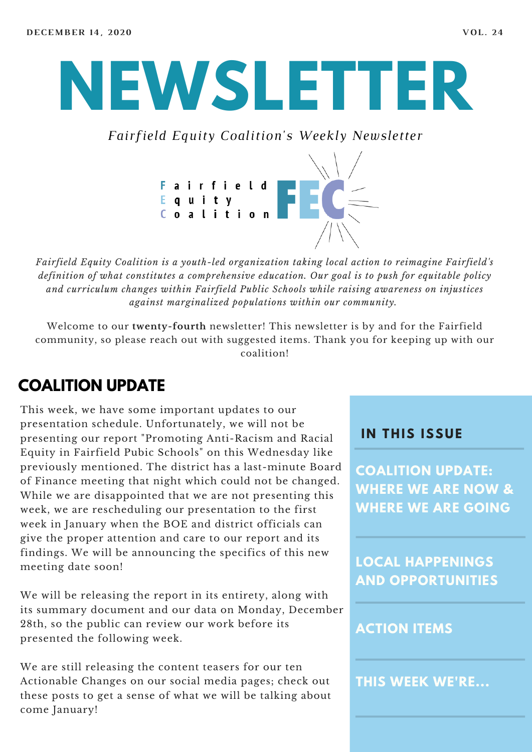DECEMBER 14, 2020 VOL. 24

# NEWSLETTER

*Fairfield Equity Coalition's Weekly Newsletter*

Fairfield Equity Coalition FEC

*Fairfield Equity Coalition is a youth-led organization taking local action to reimagine Fairfield's definition of what constitutes a comprehensive education. Our goal is to push for equitable policy and curriculum changes within Fairfield Public Schools while raising awareness on injustices against marginalized populations within our community.*

Welcome to our **twenty-fourth** newsletter! This newsletter is by and for the Fairfield community, so please reach out with suggested items. Thank you for keeping up with our coalition!

## COALITION UPDATE

This week, we have some important updates to our presentation schedule. Unfortunately, we will not be presenting our report "Promoting Anti-Racism and Racial Equity in Fairfield Pubic Schools" on this Wednesday like previously mentioned. The district has a last-minute Board of Finance meeting that night which could not be changed. While we are disappointed that we are not presenting this week, we are rescheduling our presentation to the first week in January when the BOE and district officials can give the proper attention and care to our report and its findings. We will be announcing the specifics of this new meeting date soon!

We will be releasing the report in its entirety, along with its summary document and our data on Monday, December 28th, so the public can review our work before its presented the following week.

We are still releasing the content teasers for our ten Actionable Changes on our social media pages; check out these posts to get a sense of what we will be talking about come January!

### IN THIS ISSUE

- COALITION UPDATE: WHERE WE ARE NOW & WHERE WE ARE GOING
- LOCAL HAPPENINGS AND OPPORTUNITIES
- ACTION ITEMS
- THIS WEEK WE'RE...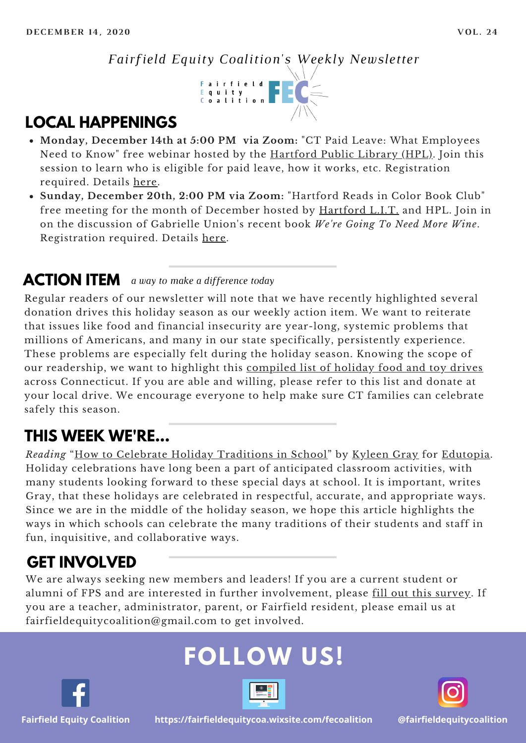DECEMBER 14, 2020 VOL. 24

*Fairfield Equity Coalition's Weekly Newsletter*

## LOCAL HAPPENINGS

- **Monday, December 14th at 5:00 PM via Zoom:** "CT Paid Leave: What Employees Need to Know" free webinar hosted by the Hartford Public Library (HPL). Join this session to learn who is eligible for paid leave, how it works, etc. Registration required. Details here.
- **Sunday, December 20th, 2:00 PM via Zoom:** "Hartford Reads in Color Book Club" free meeting for the month of December hosted by Hartford L.I.T. and HPL. Join in on the discussion of Gabrielle Union's recent book *We're Going To Need More Wine*. Registration required. Details here.

## ACTION ITEM *a way to make a difference today*

Regular readers of our newsletter will note that we have recently highlighted several donation drives this holiday season as our weekly action item. We want to reiterate that issues like food and financial insecurity are year-long, systemic problems that millions of Americans, and many in our state specifically, persistently experience. These problems are especially felt during the holiday season. Knowing the scope of our readership, we want to highlight this compiled list of holiday food and toy drives across Connecticut. If you are able and willing, please refer to this list and donate at your local drive. We encourage everyone to help make sure CT families can celebrate safely this season.

## THIS WEEK WE'RE...

*Reading* "How to Celebrate Holiday Traditions in School" by Kyleen Gray for Edutopia. Holiday celebrations have long been a part of anticipated classroom activities, with many students looking forward to these special days at school. It is important, writes Gray, that these holidays are celebrated in respectful, accurate, and appropriate ways. Since we are in the middle of the holiday season, we hope this article highlights the ways in which schools can celebrate the many traditions of their students and staff in fun, inquisitive, and collaborative ways.

## GET INVOLVED

We are always seeking new members and leaders! If you are a current student or alumni of FPS and are interested in further involvement, please fill out this survey. If you are a teacher, administrator, parent, or Fairfield resident, please email us at fairfieldequitycoalition@gmail.com to get involved.

## FOLLOW US!

Fairfield Equity Coalition

https://fairfieldequitycoa.wixsite.com/fecoalition

@fairfieldequitycoalition